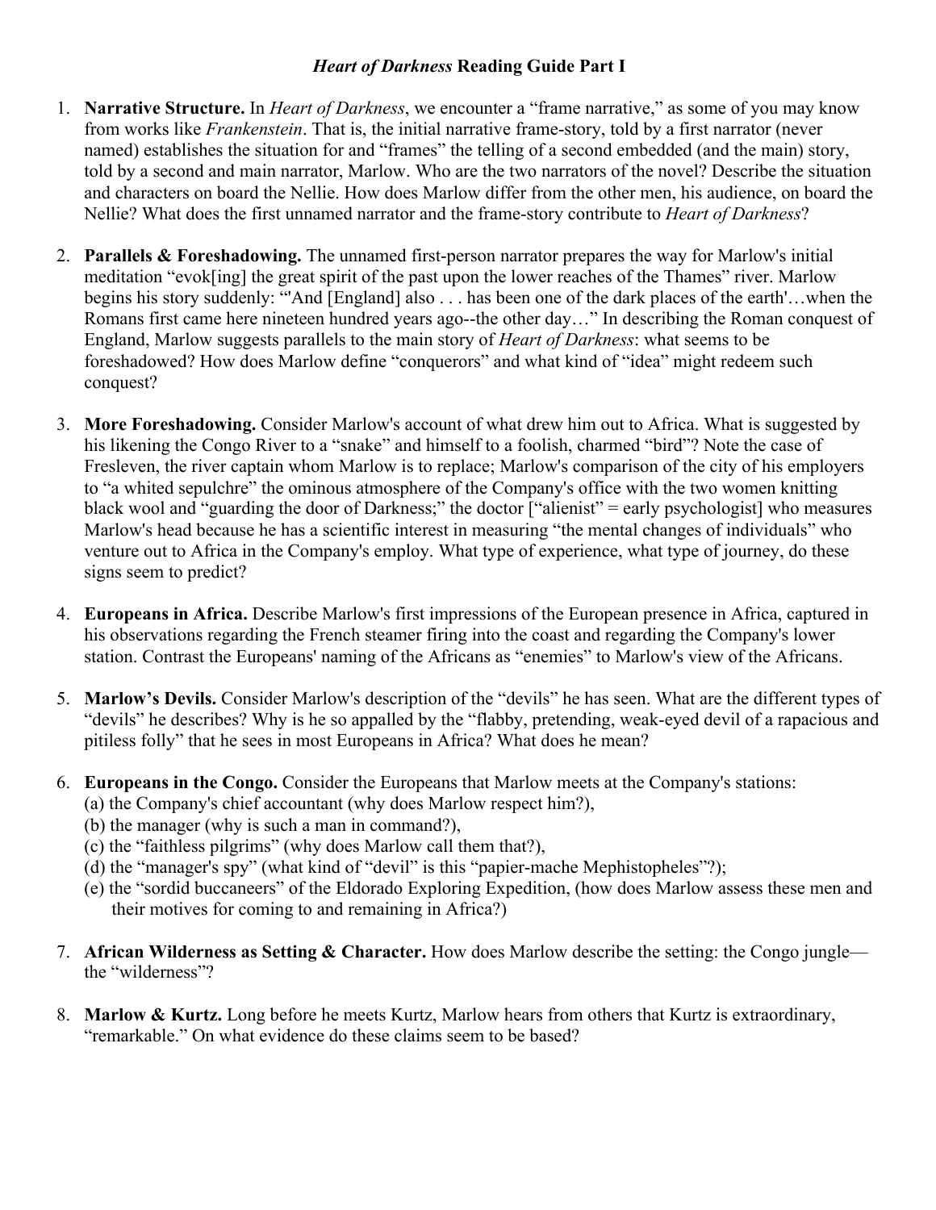# *Heart of Darkness* Reading Guide Part I

1. **Narrative Structure.** In *Heart of Darkness*, we encounter a "frame narrative," as some of you may know from works like *Frankenstein*. That is, the initial narrative frame-story, told by a first narrator (never named) establishes the situation for and "frames" the telling of a second embedded (and the main) story, told by a second and main narrator, Marlow. Who are the two narrators of the novel? Describe the situation and characters on board the Nellie. How does Marlow differ from the other men, his audience, on board the Nellie? What does the first unnamed narrator and the frame-story contribute to *Heart of Darkness*?

2. **Parallels & Foreshadowing.** The unnamed first-person narrator prepares the way for Marlow's initial meditation "evok[ing] the great spirit of the past upon the lower reaches of the Thames" river. Marlow begins his story suddenly: "'And [England] also . . . has been one of the dark places of the earth'…when the Romans first came here nineteen hundred years ago--the other day…" In describing the Roman conquest of England, Marlow suggests parallels to the main story of *Heart of Darkness*: what seems to be foreshadowed? How does Marlow define "conquerors" and what kind of "idea" might redeem such conquest?

3. **More Foreshadowing.** Consider Marlow's account of what drew him out to Africa. What is suggested by his likening the Congo River to a "snake" and himself to a foolish, charmed "bird"? Note the case of Fresleven, the river captain whom Marlow is to replace; Marlow's comparison of the city of his employers to "a whited sepulchre" the ominous atmosphere of the Company's office with the two women knitting black wool and "guarding the door of Darkness;" the doctor ["alienist" = early psychologist] who measures Marlow's head because he has a scientific interest in measuring "the mental changes of individuals" who venture out to Africa in the Company's employ. What type of experience, what type of journey, do these signs seem to predict?

4. **Europeans in Africa.** Describe Marlow's first impressions of the European presence in Africa, captured in his observations regarding the French steamer firing into the coast and regarding the Company's lower station. Contrast the Europeans' naming of the Africans as "enemies" to Marlow's view of the Africans.

5. **Marlow's Devils.** Consider Marlow's description of the "devils" he has seen. What are the different types of "devils" he describes? Why is he so appalled by the "flabby, pretending, weak-eyed devil of a rapacious and pitiless folly" that he sees in most Europeans in Africa? What does he mean?

6. **Europeans in the Congo.** Consider the Europeans that Marlow meets at the Company's stations:
   (a) the Company's chief accountant (why does Marlow respect him?),
   (b) the manager (why is such a man in command?),
   (c) the "faithless pilgrims" (why does Marlow call them that?),
   (d) the "manager's spy" (what kind of "devil" is this "papier-mache Mephistopheles"?);
   (e) the "sordid buccaneers" of the Eldorado Exploring Expedition, (how does Marlow assess these men and their motives for coming to and remaining in Africa?)

7. **African Wilderness as Setting & Character.** How does Marlow describe the setting: the Congo jungle—the "wilderness"?

8. **Marlow & Kurtz.** Long before he meets Kurtz, Marlow hears from others that Kurtz is extraordinary, "remarkable." On what evidence do these claims seem to be based?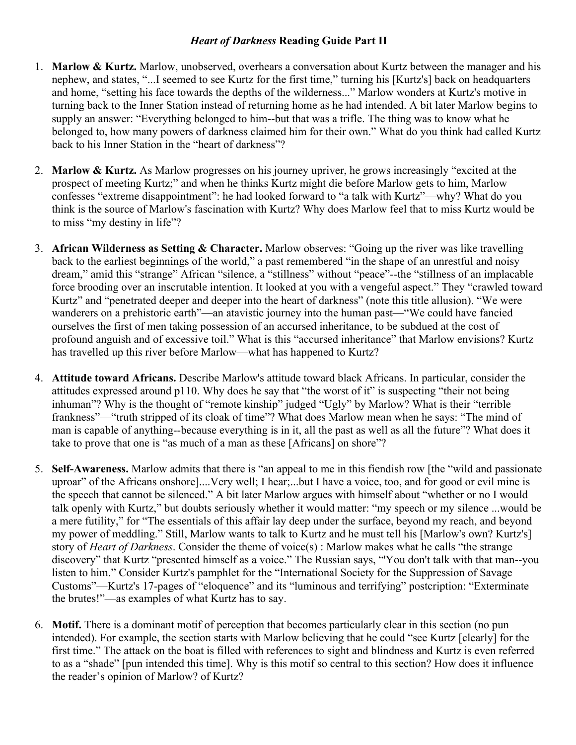# *Heart of Darkness* Reading Guide Part II

1. **Marlow & Kurtz.** Marlow, unobserved, overhears a conversation about Kurtz between the manager and his nephew, and states, "...I seemed to see Kurtz for the first time," turning his [Kurtz's] back on headquarters and home, "setting his face towards the depths of the wilderness..." Marlow wonders at Kurtz's motive in turning back to the Inner Station instead of returning home as he had intended. A bit later Marlow begins to supply an answer: "Everything belonged to him--but that was a trifle. The thing was to know what he belonged to, how many powers of darkness claimed him for their own." What do you think had called Kurtz back to his Inner Station in the "heart of darkness"?

2. **Marlow & Kurtz.** As Marlow progresses on his journey upriver, he grows increasingly "excited at the prospect of meeting Kurtz;" and when he thinks Kurtz might die before Marlow gets to him, Marlow confesses "extreme disappointment": he had looked forward to "a talk with Kurtz"—why? What do you think is the source of Marlow's fascination with Kurtz? Why does Marlow feel that to miss Kurtz would be to miss "my destiny in life"?

3. **African Wilderness as Setting & Character.** Marlow observes: "Going up the river was like travelling back to the earliest beginnings of the world," a past remembered "in the shape of an unrestful and noisy dream," amid this "strange" African "silence, a "stillness" without "peace"--the "stillness of an implacable force brooding over an inscrutable intention. It looked at you with a vengeful aspect." They "crawled toward Kurtz" and "penetrated deeper and deeper into the heart of darkness" (note this title allusion). "We were wanderers on a prehistoric earth"—an atavistic journey into the human past—"We could have fancied ourselves the first of men taking possession of an accursed inheritance, to be subdued at the cost of profound anguish and of excessive toil." What is this "accursed inheritance" that Marlow envisions? Kurtz has travelled up this river before Marlow—what has happened to Kurtz?

4. **Attitude toward Africans.** Describe Marlow's attitude toward black Africans. In particular, consider the attitudes expressed around p110. Why does he say that "the worst of it" is suspecting "their not being inhuman"? Why is the thought of "remote kinship" judged "Ugly" by Marlow? What is their "terrible frankness"—"truth stripped of its cloak of time"? What does Marlow mean when he says: "The mind of man is capable of anything--because everything is in it, all the past as well as all the future"? What does it take to prove that one is "as much of a man as these [Africans] on shore"?

5. **Self-Awareness.** Marlow admits that there is "an appeal to me in this fiendish row [the "wild and passionate uproar" of the Africans onshore]....Very well; I hear;...but I have a voice, too, and for good or evil mine is the speech that cannot be silenced." A bit later Marlow argues with himself about "whether or no I would talk openly with Kurtz," but doubts seriously whether it would matter: "my speech or my silence ...would be a mere futility," for "The essentials of this affair lay deep under the surface, beyond my reach, and beyond my power of meddling." Still, Marlow wants to talk to Kurtz and he must tell his [Marlow's own? Kurtz's] story of *Heart of Darkness*. Consider the theme of voice(s) : Marlow makes what he calls "the strange discovery" that Kurtz "presented himself as a voice." The Russian says, "'You don't talk with that man--you listen to him." Consider Kurtz's pamphlet for the "International Society for the Suppression of Savage Customs"—Kurtz's 17-pages of "eloquence" and its "luminous and terrifying" postcription: "Exterminate the brutes!"—as examples of what Kurtz has to say.

6. **Motif.** There is a dominant motif of perception that becomes particularly clear in this section (no pun intended). For example, the section starts with Marlow believing that he could "see Kurtz [clearly] for the first time." The attack on the boat is filled with references to sight and blindness and Kurtz is even referred to as a "shade" [pun intended this time]. Why is this motif so central to this section? How does it influence the reader's opinion of Marlow? of Kurtz?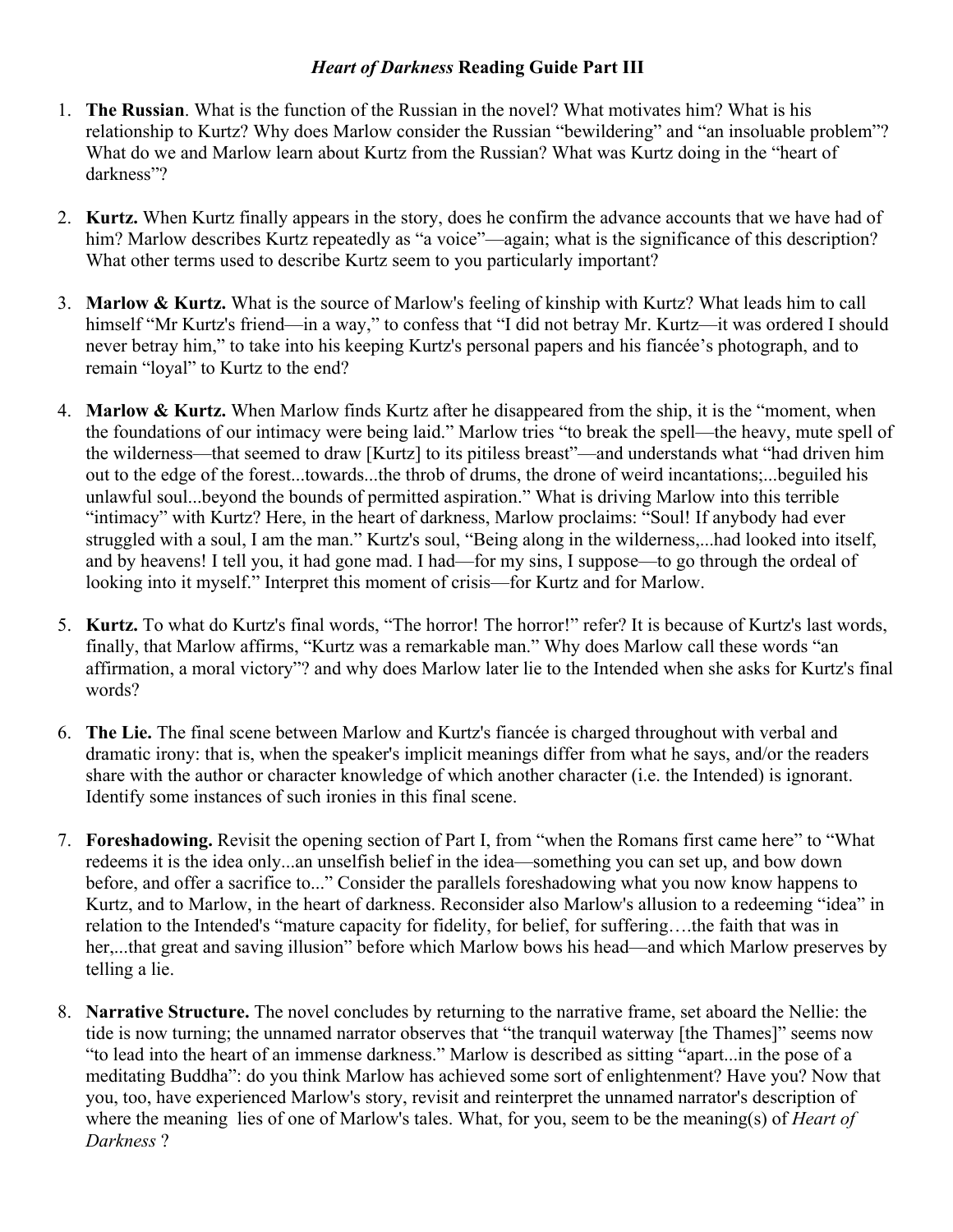# *Heart of Darkness* Reading Guide Part III

1. **The Russian**. What is the function of the Russian in the novel? What motivates him? What is his relationship to Kurtz? Why does Marlow consider the Russian "bewildering" and "an insoluable problem"? What do we and Marlow learn about Kurtz from the Russian? What was Kurtz doing in the "heart of darkness"?

2. **Kurtz.** When Kurtz finally appears in the story, does he confirm the advance accounts that we have had of him? Marlow describes Kurtz repeatedly as "a voice"—again; what is the significance of this description? What other terms used to describe Kurtz seem to you particularly important?

3. **Marlow & Kurtz.** What is the source of Marlow's feeling of kinship with Kurtz? What leads him to call himself "Mr Kurtz's friend—in a way," to confess that "I did not betray Mr. Kurtz—it was ordered I should never betray him," to take into his keeping Kurtz's personal papers and his fiancée's photograph, and to remain "loyal" to Kurtz to the end?

4. **Marlow & Kurtz.** When Marlow finds Kurtz after he disappeared from the ship, it is the "moment, when the foundations of our intimacy were being laid." Marlow tries "to break the spell—the heavy, mute spell of the wilderness—that seemed to draw [Kurtz] to its pitiless breast"—and understands what "had driven him out to the edge of the forest...towards...the throb of drums, the drone of weird incantations;...beguiled his unlawful soul...beyond the bounds of permitted aspiration." What is driving Marlow into this terrible "intimacy" with Kurtz? Here, in the heart of darkness, Marlow proclaims: "Soul! If anybody had ever struggled with a soul, I am the man." Kurtz's soul, "Being along in the wilderness,...had looked into itself, and by heavens! I tell you, it had gone mad. I had—for my sins, I suppose—to go through the ordeal of looking into it myself." Interpret this moment of crisis—for Kurtz and for Marlow.

5. **Kurtz.** To what do Kurtz's final words, "The horror! The horror!" refer? It is because of Kurtz's last words, finally, that Marlow affirms, "Kurtz was a remarkable man." Why does Marlow call these words "an affirmation, a moral victory"? and why does Marlow later lie to the Intended when she asks for Kurtz's final words?

6. **The Lie.** The final scene between Marlow and Kurtz's fiancée is charged throughout with verbal and dramatic irony: that is, when the speaker's implicit meanings differ from what he says, and/or the readers share with the author or character knowledge of which another character (i.e. the Intended) is ignorant. Identify some instances of such ironies in this final scene.

7. **Foreshadowing.** Revisit the opening section of Part I, from "when the Romans first came here" to "What redeems it is the idea only...an unselfish belief in the idea—something you can set up, and bow down before, and offer a sacrifice to..." Consider the parallels foreshadowing what you now know happens to Kurtz, and to Marlow, in the heart of darkness. Reconsider also Marlow's allusion to a redeeming "idea" in relation to the Intended's "mature capacity for fidelity, for belief, for suffering….the faith that was in her,...that great and saving illusion" before which Marlow bows his head—and which Marlow preserves by telling a lie.

8. **Narrative Structure.** The novel concludes by returning to the narrative frame, set aboard the Nellie: the tide is now turning; the unnamed narrator observes that "the tranquil waterway [the Thames]" seems now "to lead into the heart of an immense darkness." Marlow is described as sitting "apart...in the pose of a meditating Buddha": do you think Marlow has achieved some sort of enlightenment? Have you? Now that you, too, have experienced Marlow's story, revisit and reinterpret the unnamed narrator's description of where the meaning lies of one of Marlow's tales. What, for you, seem to be the meaning(s) of *Heart of Darkness* ?